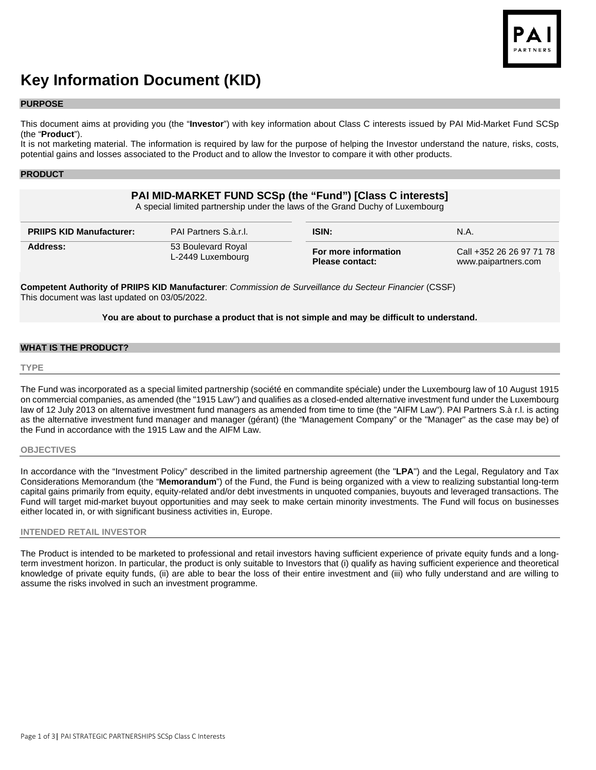# Key Information Document (KID)

## PURPOSE

This document aims at providing you (the "**Investor**") with key information about Class C interests issued by PAI Mid-Market Fund SCSp (the "**Product**").

It is not marketing material. The information is required by law for the purpose of helping the Investor understand the nature, risks, costs, potential gains and losses associated to the Product and to allow the Investor to compare it with other products.

## PRODUCT

### PAI MID-MARKET FUND SCSp (the "Fund") [Class C interests]

A special limited partnership under the laws of the Grand Duchy of Luxembourg

| | | | |
|---|---|---|---|
| **PRIIPS KID Manufacturer:** | PAI Partners S.à.r.l. | **ISIN:** | N.A. |
| **Address:** | 53 Boulevard Royal<br>L-2449 Luxembourg | **For more information Please contact:** | Call +352 26 26 97 71 78<br>www.paipartners.com |

**Competent Authority of PRIIPS KID Manufacturer**: *Commission de Surveillance du Secteur Financier* (CSSF)
This document was last updated on 03/05/2022.

**You are about to purchase a product that is not simple and may be difficult to understand.**

## WHAT IS THE PRODUCT?

### TYPE

The Fund was incorporated as a special limited partnership (société en commandite spéciale) under the Luxembourg law of 10 August 1915 on commercial companies, as amended (the "1915 Law") and qualifies as a closed-ended alternative investment fund under the Luxembourg law of 12 July 2013 on alternative investment fund managers as amended from time to time (the "AIFM Law"). PAI Partners S.à r.l. is acting as the alternative investment fund manager and manager (gérant) (the "Management Company" or the "Manager" as the case may be) of the Fund in accordance with the 1915 Law and the AIFM Law.

### OBJECTIVES

In accordance with the "Investment Policy" described in the limited partnership agreement (the "**LPA**") and the Legal, Regulatory and Tax Considerations Memorandum (the "**Memorandum**") of the Fund, the Fund is being organized with a view to realizing substantial long-term capital gains primarily from equity, equity-related and/or debt investments in unquoted companies, buyouts and leveraged transactions. The Fund will target mid-market buyout opportunities and may seek to make certain minority investments. The Fund will focus on businesses either located in, or with significant business activities in, Europe.

### INTENDED RETAIL INVESTOR

The Product is intended to be marketed to professional and retail investors having sufficient experience of private equity funds and a long-term investment horizon. In particular, the product is only suitable to Investors that (i) qualify as having sufficient experience and theoretical knowledge of private equity funds, (ii) are able to bear the loss of their entire investment and (iii) who fully understand and are willing to assume the risks involved in such an investment programme.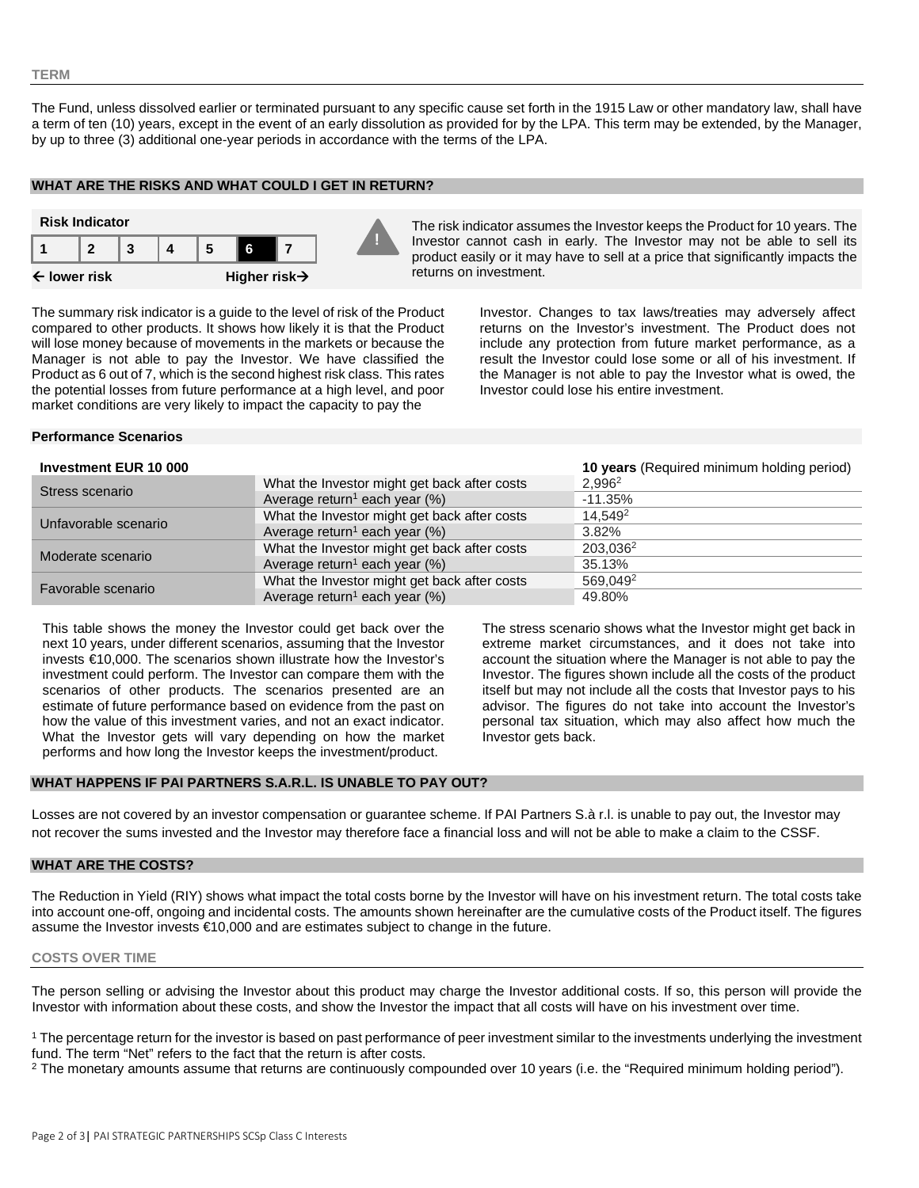## TERM

The Fund, unless dissolved earlier or terminated pursuant to any specific cause set forth in the 1915 Law or other mandatory law, shall have a term of ten (10) years, except in the event of an early dissolution as provided for by the LPA. This term may be extended, by the Manager, by up to three (3) additional one-year periods in accordance with the terms of the LPA.

## WHAT ARE THE RISKS AND WHAT COULD I GET IN RETURN?

**Risk Indicator**

| 1 | 2 | 3 | 4 | 5 | **6** | 7 |
|---|---|---|---|---|---|---|

← lower risk — Higher risk →

The risk indicator assumes the Investor keeps the Product for 10 years. The Investor cannot cash in early. The Investor may not be able to sell its product easily or it may have to sell at a price that significantly impacts the returns on investment.

The summary risk indicator is a guide to the level of risk of the Product compared to other products. It shows how likely it is that the Product will lose money because of movements in the markets or because the Manager is not able to pay the Investor. We have classified the Product as 6 out of 7, which is the second highest risk class. This rates the potential losses from future performance at a high level, and poor market conditions are very likely to impact the capacity to pay the Investor. Changes to tax laws/treaties may adversely affect returns on the Investor's investment. The Product does not include any protection from future market performance, as a result the Investor could lose some or all of his investment. If the Manager is not able to pay the Investor what is owed, the Investor could lose his entire investment.

### Performance Scenarios

| Investment EUR 10 000 | | **10 years** (Required minimum holding period) |
|---|---|---|
| Stress scenario | What the Investor might get back after costs | 2,996[2] |
| | Average return[1] each year (%) | -11.35% |
| Unfavorable scenario | What the Investor might get back after costs | 14,549[2] |
| | Average return[1] each year (%) | 3.82% |
| Moderate scenario | What the Investor might get back after costs | 203,036[2] |
| | Average return[1] each year (%) | 35.13% |
| Favorable scenario | What the Investor might get back after costs | 569,049[2] |
| | Average return[1] each year (%) | 49.80% |

This table shows the money the Investor could get back over the next 10 years, under different scenarios, assuming that the Investor invests €10,000. The scenarios shown illustrate how the Investor's investment could perform. The Investor can compare them with the scenarios of other products. The scenarios presented are an estimate of future performance based on evidence from the past on how the value of this investment varies, and not an exact indicator. What the Investor gets will vary depending on how the market performs and how long the Investor keeps the investment/product.

The stress scenario shows what the Investor might get back in extreme market circumstances, and it does not take into account the situation where the Manager is not able to pay the Investor. The figures shown include all the costs of the product itself but may not include all the costs that Investor pays to his advisor. The figures do not take into account the Investor's personal tax situation, which may also affect how much the Investor gets back.

## WHAT HAPPENS IF PAI PARTNERS S.A.R.L. IS UNABLE TO PAY OUT?

Losses are not covered by an investor compensation or guarantee scheme. If PAI Partners S.à r.l. is unable to pay out, the Investor may not recover the sums invested and the Investor may therefore face a financial loss and will not be able to make a claim to the CSSF.

## WHAT ARE THE COSTS?

The Reduction in Yield (RIY) shows what impact the total costs borne by the Investor will have on his investment return. The total costs take into account one-off, ongoing and incidental costs. The amounts shown hereinafter are the cumulative costs of the Product itself. The figures assume the Investor invests €10,000 and are estimates subject to change in the future.

### COSTS OVER TIME

The person selling or advising the Investor about this product may charge the Investor additional costs. If so, this person will provide the Investor with information about these costs, and show the Investor the impact that all costs will have on his investment over time.

[1] The percentage return for the investor is based on past performance of peer investment similar to the investments underlying the investment fund. The term "Net" refers to the fact that the return is after costs.

[2] The monetary amounts assume that returns are continuously compounded over 10 years (i.e. the "Required minimum holding period").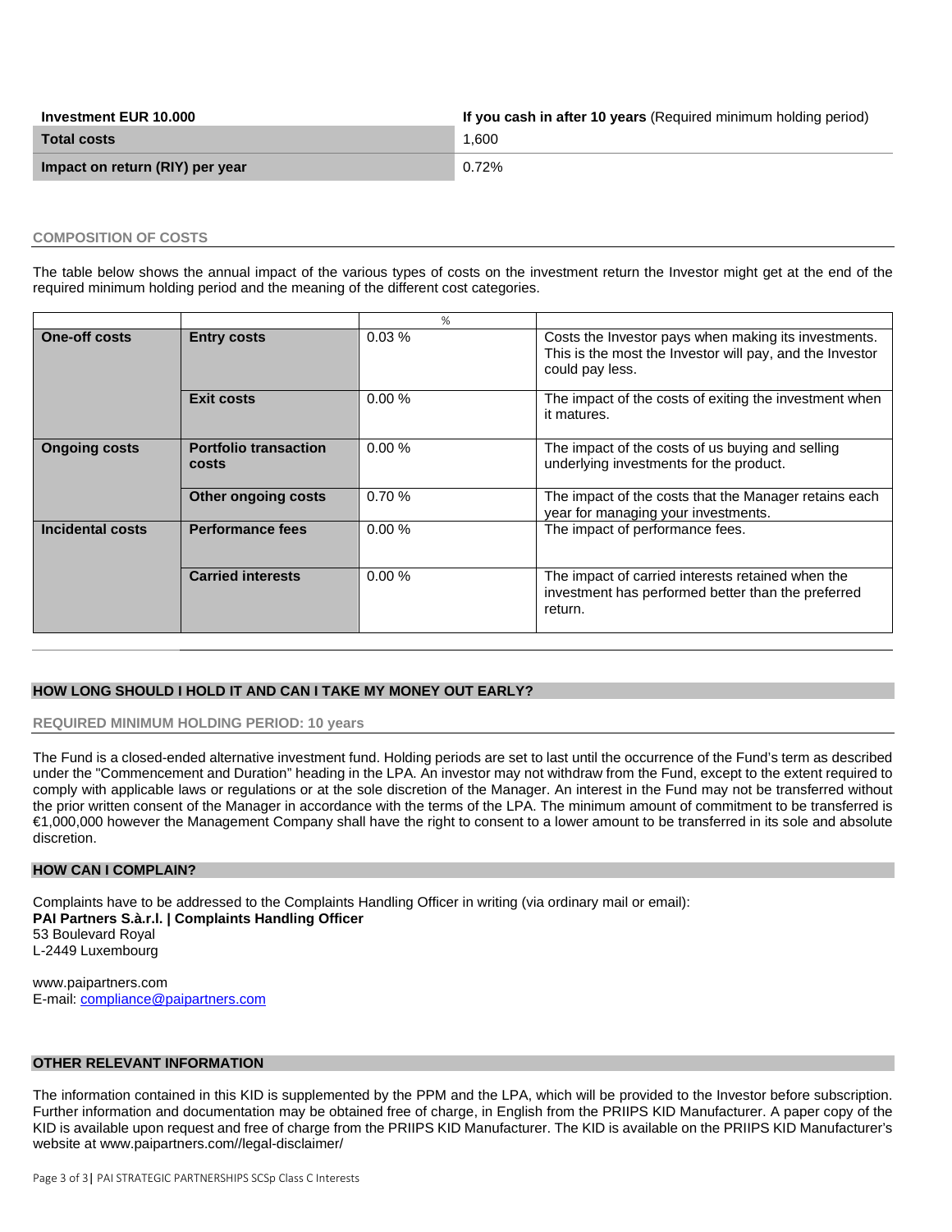| Investment EUR 10.000 | **If you cash in after 10 years** (Required minimum holding period) |
|---|---|
| **Total costs** | 1,600 |
| **Impact on return (RIY) per year** | 0.72% |

### COMPOSITION OF COSTS

The table below shows the annual impact of the various types of costs on the investment return the Investor might get at the end of the required minimum holding period and the meaning of the different cost categories.

| | | % | |
|---|---|---|---|
| **One-off costs** | **Entry costs** | 0.03 % | Costs the Investor pays when making its investments. This is the most the Investor will pay, and the Investor could pay less. |
| | **Exit costs** | 0.00 % | The impact of the costs of exiting the investment when it matures. |
| **Ongoing costs** | **Portfolio transaction costs** | 0.00 % | The impact of the costs of us buying and selling underlying investments for the product. |
| | **Other ongoing costs** | 0.70 % | The impact of the costs that the Manager retains each year for managing your investments. |
| **Incidental costs** | **Performance fees** | 0.00 % | The impact of performance fees. |
| | **Carried interests** | 0.00 % | The impact of carried interests retained when the investment has performed better than the preferred return. |

## HOW LONG SHOULD I HOLD IT AND CAN I TAKE MY MONEY OUT EARLY?

### REQUIRED MINIMUM HOLDING PERIOD: 10 years

The Fund is a closed-ended alternative investment fund. Holding periods are set to last until the occurrence of the Fund's term as described under the "Commencement and Duration" heading in the LPA. An investor may not withdraw from the Fund, except to the extent required to comply with applicable laws or regulations or at the sole discretion of the Manager. An interest in the Fund may not be transferred without the prior written consent of the Manager in accordance with the terms of the LPA. The minimum amount of commitment to be transferred is €1,000,000 however the Management Company shall have the right to consent to a lower amount to be transferred in its sole and absolute discretion.

## HOW CAN I COMPLAIN?

Complaints have to be addressed to the Complaints Handling Officer in writing (via ordinary mail or email):
**PAI Partners S.à.r.l. | Complaints Handling Officer**
53 Boulevard Royal
L-2449 Luxembourg

www.paipartners.com
E-mail: compliance@paipartners.com

## OTHER RELEVANT INFORMATION

The information contained in this KID is supplemented by the PPM and the LPA, which will be provided to the Investor before subscription. Further information and documentation may be obtained free of charge, in English from the PRIIPS KID Manufacturer. A paper copy of the KID is available upon request and free of charge from the PRIIPS KID Manufacturer. The KID is available on the PRIIPS KID Manufacturer's website at www.paipartners.com//legal-disclaimer/